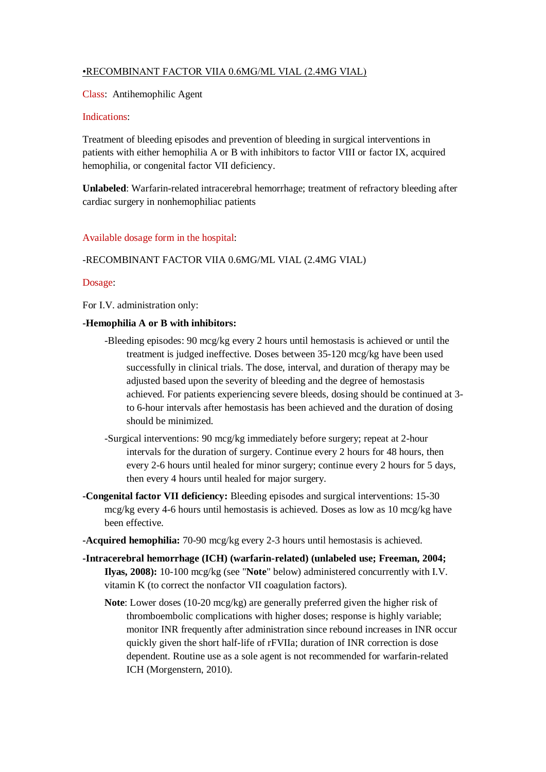<u>•RECOMBINANT FACTOR VIIA 0.6MG/ML VIAL (2.4MG VIAL)</u>

Class: Antihemophilic Agent

Indications:

Treatment of bleeding episodes and prevention of bleeding in surgical interventions in patients with either hemophilia A or B with inhibitors to factor VIII or factor IX, acquired hemophilia, or congenital factor VII deficiency.

**Unlabeled**: Warfarin-related intracerebral hemorrhage; treatment of refractory bleeding after cardiac surgery in nonhemophiliac patients

Available dosage form in the hospital:

-RECOMBINANT FACTOR VIIA 0.6MG/ML VIAL (2.4MG VIAL)

Dosage:

For I.V. administration only:

**-Hemophilia A or B with inhibitors:**

-Bleeding episodes: 90 mcg/kg every 2 hours until hemostasis is achieved or until the treatment is judged ineffective. Doses between 35-120 mcg/kg have been used successfully in clinical trials. The dose, interval, and duration of therapy may be adjusted based upon the severity of bleeding and the degree of hemostasis achieved. For patients experiencing severe bleeds, dosing should be continued at 3- to 6-hour intervals after hemostasis has been achieved and the duration of dosing should be minimized.

-Surgical interventions: 90 mcg/kg immediately before surgery; repeat at 2-hour intervals for the duration of surgery. Continue every 2 hours for 48 hours, then every 2-6 hours until healed for minor surgery; continue every 2 hours for 5 days, then every 4 hours until healed for major surgery.

**-Congenital factor VII deficiency:** Bleeding episodes and surgical interventions: 15-30 mcg/kg every 4-6 hours until hemostasis is achieved. Doses as low as 10 mcg/kg have been effective.

**-Acquired hemophilia:** 70-90 mcg/kg every 2-3 hours until hemostasis is achieved.

**-Intracerebral hemorrhage (ICH) (warfarin-related) (unlabeled use; Freeman, 2004; Ilyas, 2008):** 10-100 mcg/kg (see "**Note**" below) administered concurrently with I.V. vitamin K (to correct the nonfactor VII coagulation factors).

**Note**: Lower doses (10-20 mcg/kg) are generally preferred given the higher risk of thromboembolic complications with higher doses; response is highly variable; monitor INR frequently after administration since rebound increases in INR occur quickly given the short half-life of rFVIIa; duration of INR correction is dose dependent. Routine use as a sole agent is not recommended for warfarin-related ICH (Morgenstern, 2010).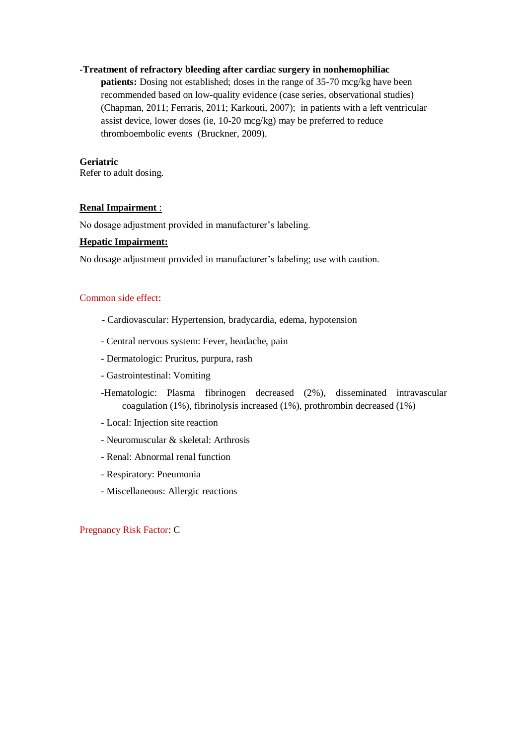**-Treatment of refractory bleeding after cardiac surgery in nonhemophiliac patients:** Dosing not established; doses in the range of 35-70 mcg/kg have been recommended based on low-quality evidence (case series, observational studies) (Chapman, 2011; Ferraris, 2011; Karkouti, 2007); in patients with a left ventricular assist device, lower doses (ie, 10-20 mcg/kg) may be preferred to reduce thromboembolic events (Bruckner, 2009).

**Geriatric**

Refer to adult dosing.

**Renal Impairment** :

No dosage adjustment provided in manufacturer's labeling.

**Hepatic Impairment:**

No dosage adjustment provided in manufacturer's labeling; use with caution.

Common side effect:

- Cardiovascular: Hypertension, bradycardia, edema, hypotension
- Central nervous system: Fever, headache, pain
- Dermatologic: Pruritus, purpura, rash
- Gastrointestinal: Vomiting
- Hematologic: Plasma fibrinogen decreased (2%), disseminated intravascular coagulation (1%), fibrinolysis increased (1%), prothrombin decreased (1%)
- Local: Injection site reaction
- Neuromuscular & skeletal: Arthrosis
- Renal: Abnormal renal function
- Respiratory: Pneumonia
- Miscellaneous: Allergic reactions

Pregnancy Risk Factor: C